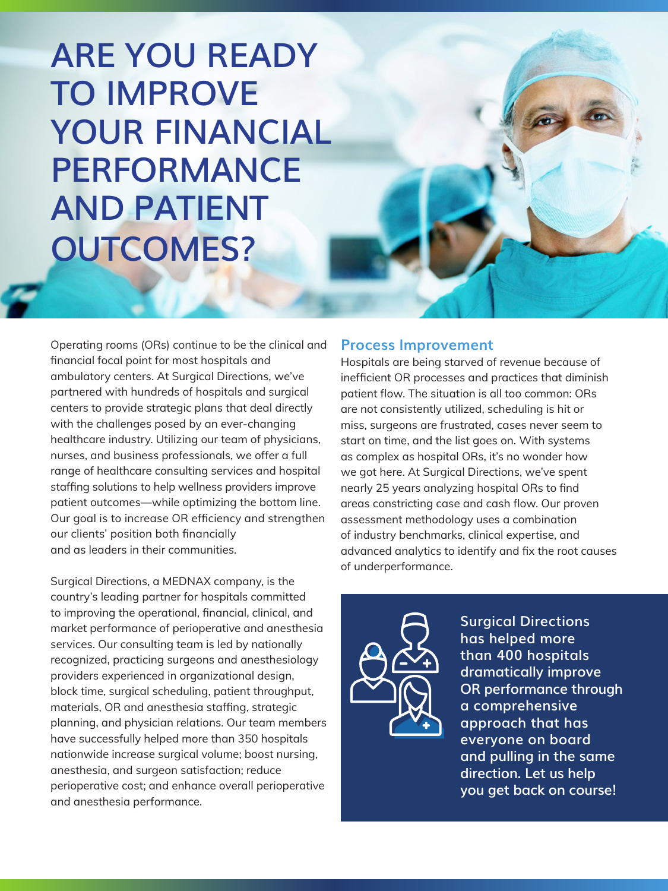# ARE YOU READY TO IMPROVE YOUR FINANCIAL PERFORMANCE AND PATIENT OUTCOMES?

Operating rooms (ORs) continue to be the clinical and financial focal point for most hospitals and ambulatory centers. At Surgical Directions, we've partnered with hundreds of hospitals and surgical centers to provide strategic plans that deal directly with the challenges posed by an ever-changing healthcare industry. Utilizing our team of physicians, nurses, and business professionals, we offer a full range of healthcare consulting services and hospital staffing solutions to help wellness providers improve patient outcomes—while optimizing the bottom line. Our goal is to increase OR efficiency and strengthen our clients' position both financially and as leaders in their communities.

Surgical Directions, a MEDNAX company, is the country's leading partner for hospitals committed to improving the operational, financial, clinical, and market performance of perioperative and anesthesia services. Our consulting team is led by nationally recognized, practicing surgeons and anesthesiology providers experienced in organizational design, block time, surgical scheduling, patient throughput, materials, OR and anesthesia staffing, strategic planning, and physician relations. Our team members have successfully helped more than 350 hospitals nationwide increase surgical volume; boost nursing, anesthesia, and surgeon satisfaction; reduce perioperative cost; and enhance overall perioperative and anesthesia performance.

## Process Improvement

Hospitals are being starved of revenue because of inefficient OR processes and practices that diminish patient flow. The situation is all too common: ORs are not consistently utilized, scheduling is hit or miss, surgeons are frustrated, cases never seem to start on time, and the list goes on. With systems as complex as hospital ORs, it's no wonder how we got here. At Surgical Directions, we've spent nearly 25 years analyzing hospital ORs to find areas constricting case and cash flow. Our proven assessment methodology uses a combination of industry benchmarks, clinical expertise, and advanced analytics to identify and fix the root causes of underperformance.

**Surgical Directions has helped more than 400 hospitals dramatically improve OR performance through a comprehensive approach that has everyone on board and pulling in the same direction. Let us help you get back on course!**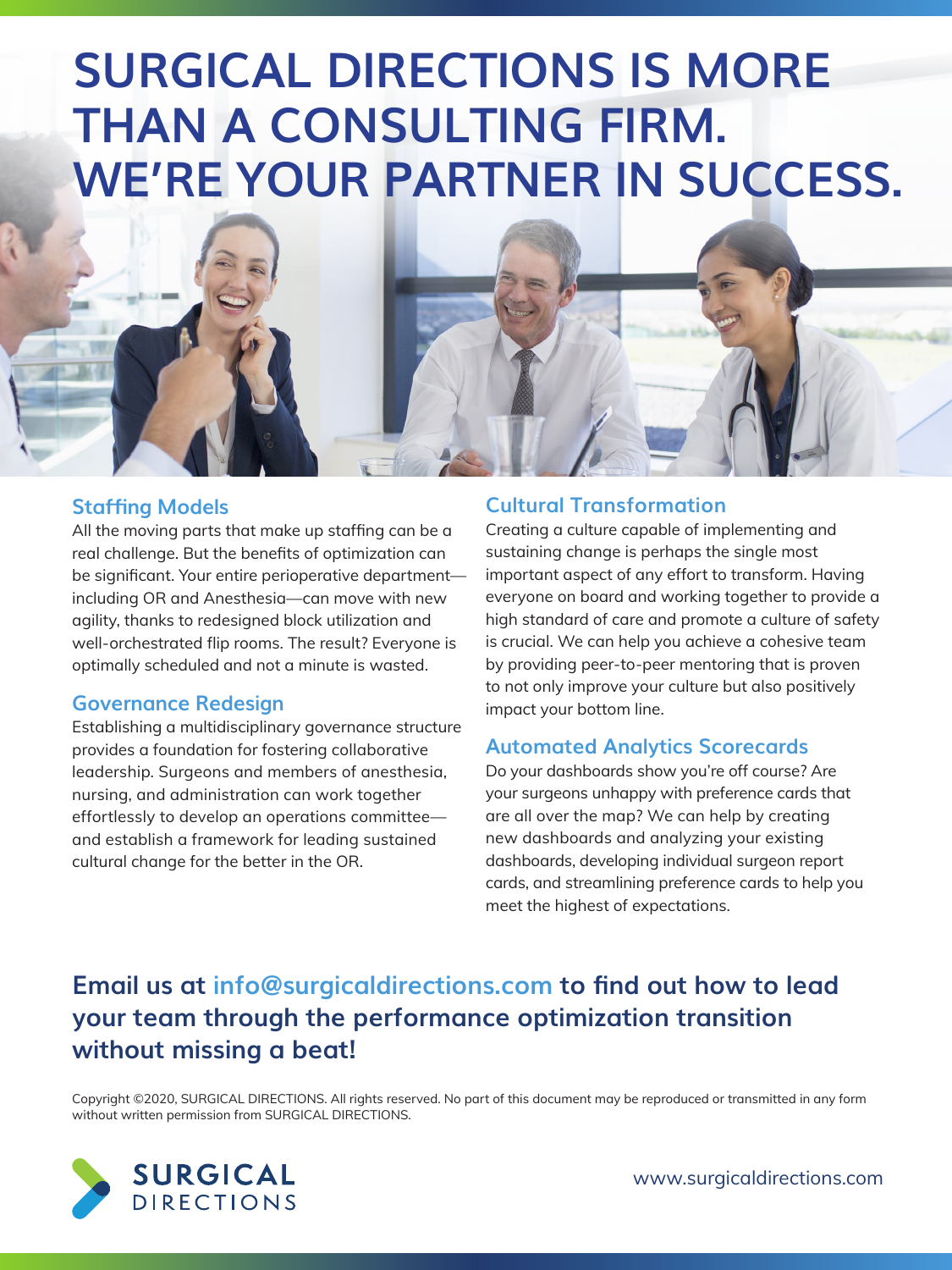# SURGICAL DIRECTIONS IS MORE THAN A CONSULTING FIRM. WE'RE YOUR PARTNER IN SUCCESS.

## Staffing Models

All the moving parts that make up staffing can be a real challenge. But the benefits of optimization can be significant. Your entire perioperative department—including OR and Anesthesia—can move with new agility, thanks to redesigned block utilization and well-orchestrated flip rooms. The result? Everyone is optimally scheduled and not a minute is wasted.

## Governance Redesign

Establishing a multidisciplinary governance structure provides a foundation for fostering collaborative leadership. Surgeons and members of anesthesia, nursing, and administration can work together effortlessly to develop an operations committee—and establish a framework for leading sustained cultural change for the better in the OR.

## Cultural Transformation

Creating a culture capable of implementing and sustaining change is perhaps the single most important aspect of any effort to transform. Having everyone on board and working together to provide a high standard of care and promote a culture of safety is crucial. We can help you achieve a cohesive team by providing peer-to-peer mentoring that is proven to not only improve your culture but also positively impact your bottom line.

## Automated Analytics Scorecards

Do your dashboards show you're off course? Are your surgeons unhappy with preference cards that are all over the map? We can help by creating new dashboards and analyzing your existing dashboards, developing individual surgeon report cards, and streamlining preference cards to help you meet the highest of expectations.

**Email us at info@surgicaldirections.com to find out how to lead your team through the performance optimization transition without missing a beat!**

Copyright ©2020, SURGICAL DIRECTIONS. All rights reserved. No part of this document may be reproduced or transmitted in any form without written permission from SURGICAL DIRECTIONS.

SURGICAL DIRECTIONS

www.surgicaldirections.com